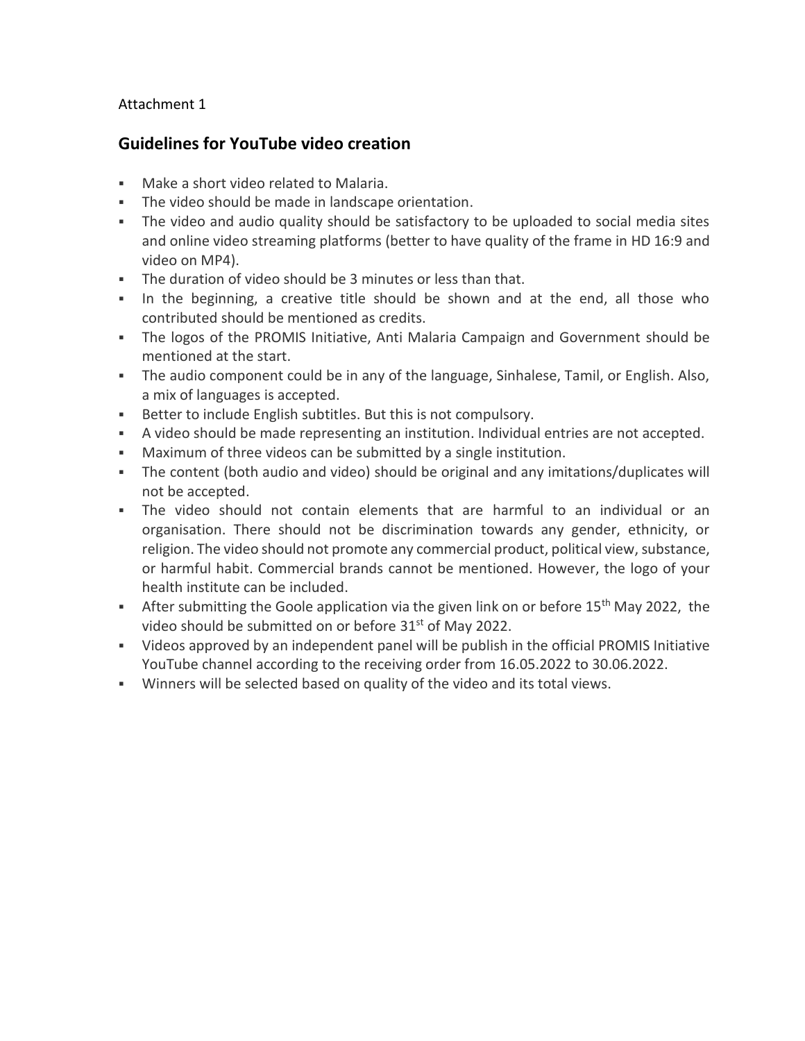Attachment 1

## Guidelines for YouTube video creation

- Make a short video related to Malaria.
- The video should be made in landscape orientation.
- The video and audio quality should be satisfactory to be uploaded to social media sites and online video streaming platforms (better to have quality of the frame in HD 16:9 and video on MP4).
- The duration of video should be 3 minutes or less than that.
- In the beginning, a creative title should be shown and at the end, all those who contributed should be mentioned as credits.
- The logos of the PROMIS Initiative, Anti Malaria Campaign and Government should be mentioned at the start.
- The audio component could be in any of the language, Sinhalese, Tamil, or English. Also, a mix of languages is accepted.
- Better to include English subtitles. But this is not compulsory.
- A video should be made representing an institution. Individual entries are not accepted.
- Maximum of three videos can be submitted by a single institution.
- The content (both audio and video) should be original and any imitations/duplicates will not be accepted.
- The video should not contain elements that are harmful to an individual or an organisation. There should not be discrimination towards any gender, ethnicity, or religion. The video should not promote any commercial product, political view, substance, or harmful habit. Commercial brands cannot be mentioned. However, the logo of your health institute can be included.
- After submitting the Goole application via the given link on or before 15th May 2022, the video should be submitted on or before 31st of May 2022.
- Videos approved by an independent panel will be publish in the official PROMIS Initiative YouTube channel according to the receiving order from 16.05.2022 to 30.06.2022.
- Winners will be selected based on quality of the video and its total views.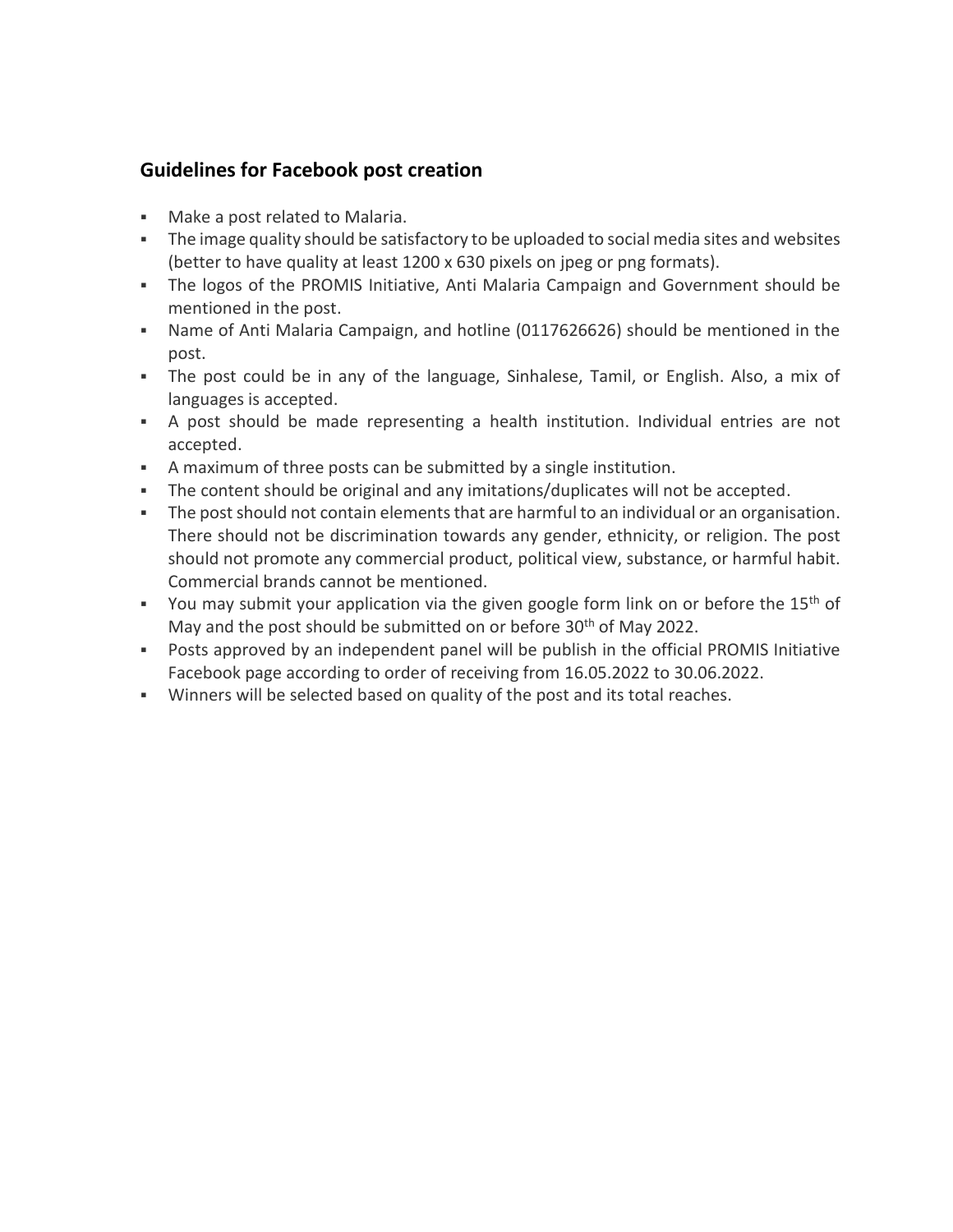## Guidelines for Facebook post creation

- Make a post related to Malaria.
- The image quality should be satisfactory to be uploaded to social media sites and websites (better to have quality at least 1200 x 630 pixels on jpeg or png formats).
- The logos of the PROMIS Initiative, Anti Malaria Campaign and Government should be mentioned in the post.
- Name of Anti Malaria Campaign, and hotline (0117626626) should be mentioned in the post.
- The post could be in any of the language, Sinhalese, Tamil, or English. Also, a mix of languages is accepted.
- A post should be made representing a health institution. Individual entries are not accepted.
- A maximum of three posts can be submitted by a single institution.
- The content should be original and any imitations/duplicates will not be accepted.
- The post should not contain elements that are harmful to an individual or an organisation. There should not be discrimination towards any gender, ethnicity, or religion. The post should not promote any commercial product, political view, substance, or harmful habit. Commercial brands cannot be mentioned.
- You may submit your application via the given google form link on or before the 15th of May and the post should be submitted on or before 30th of May 2022.
- Posts approved by an independent panel will be publish in the official PROMIS Initiative Facebook page according to order of receiving from 16.05.2022 to 30.06.2022.
- Winners will be selected based on quality of the post and its total reaches.